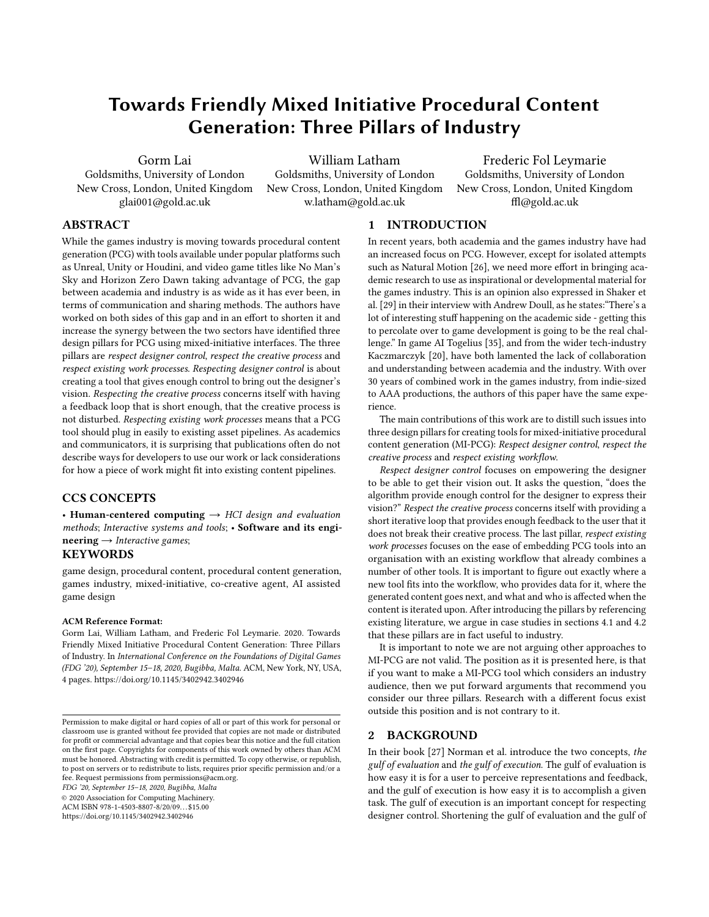# Towards Friendly Mixed Initiative Procedural Content Generation: Three Pillars of Industry

Gorm Lai
Goldsmiths, University of London
New Cross, London, United Kingdom
glai001@gold.ac.uk

William Latham
Goldsmiths, University of London
New Cross, London, United Kingdom
w.latham@gold.ac.uk

Frederic Fol Leymarie
Goldsmiths, University of London
New Cross, London, United Kingdom
ffl@gold.ac.uk

## ABSTRACT

While the games industry is moving towards procedural content generation (PCG) with tools available under popular platforms such as Unreal, Unity or Houdini, and video game titles like No Man's Sky and Horizon Zero Dawn taking advantage of PCG, the gap between academia and industry is as wide as it has ever been, in terms of communication and sharing methods. The authors have worked on both sides of this gap and in an effort to shorten it and increase the synergy between the two sectors have identified three design pillars for PCG using mixed-initiative interfaces. The three pillars are *respect designer control*, *respect the creative process* and *respect existing work processes*. *Respecting designer control* is about creating a tool that gives enough control to bring out the designer's vision. *Respecting the creative process* concerns itself with having a feedback loop that is short enough, that the creative process is not disturbed. *Respecting existing work processes* means that a PCG tool should plug in easily to existing asset pipelines. As academics and communicators, it is surprising that publications often do not describe ways for developers to use our work or lack considerations for how a piece of work might fit into existing content pipelines.

## CCS CONCEPTS

• **Human-centered computing** → *HCI design and evaluation methods*; *Interactive systems and tools*; • **Software and its engineering** → *Interactive games*;

## KEYWORDS

game design, procedural content, procedural content generation, games industry, mixed-initiative, co-creative agent, AI assisted game design

**ACM Reference Format:**
Gorm Lai, William Latham, and Frederic Fol Leymarie. 2020. Towards Friendly Mixed Initiative Procedural Content Generation: Three Pillars of Industry. In *International Conference on the Foundations of Digital Games (FDG '20), September 15–18, 2020, Bugibba, Malta.* ACM, New York, NY, USA, 4 pages. https://doi.org/10.1145/3402942.3402946

Permission to make digital or hard copies of all or part of this work for personal or classroom use is granted without fee provided that copies are not made or distributed for profit or commercial advantage and that copies bear this notice and the full citation on the first page. Copyrights for components of this work owned by others than ACM must be honored. Abstracting with credit is permitted. To copy otherwise, or republish, to post on servers or to redistribute to lists, requires prior specific permission and/or a fee. Request permissions from permissions@acm.org.
*FDG '20, September 15–18, 2020, Bugibba, Malta*
© 2020 Association for Computing Machinery.
ACM ISBN 978-1-4503-8807-8/20/09...$15.00
https://doi.org/10.1145/3402942.3402946

## 1 INTRODUCTION

In recent years, both academia and the games industry have had an increased focus on PCG. However, except for isolated attempts such as Natural Motion [26], we need more effort in bringing academic research to use as inspirational or developmental material for the games industry. This is an opinion also expressed in Shaker et al. [29] in their interview with Andrew Doull, as he states:"There's a lot of interesting stuff happening on the academic side - getting this to percolate over to game development is going to be the real challenge." In game AI Togelius [35], and from the wider tech-industry Kaczmarczyk [20], have both lamented the lack of collaboration and understanding between academia and the industry. With over 30 years of combined work in the games industry, from indie-sized to AAA productions, the authors of this paper have the same experience.

The main contributions of this work are to distill such issues into three design pillars for creating tools for mixed-initiative procedural content generation (MI-PCG): *Respect designer control*, *respect the creative process* and *respect existing workflow*.

*Respect designer control* focuses on empowering the designer to be able to get their vision out. It asks the question, "does the algorithm provide enough control for the designer to express their vision?" *Respect the creative process* concerns itself with providing a short iterative loop that provides enough feedback to the user that it does not break their creative process. The last pillar, *respect existing work processes* focuses on the ease of embedding PCG tools into an organisation with an existing workflow that already combines a number of other tools. It is important to figure out exactly where a new tool fits into the workflow, who provides data for it, where the generated content goes next, and what and who is affected when the content is iterated upon. After introducing the pillars by referencing existing literature, we argue in case studies in sections 4.1 and 4.2 that these pillars are in fact useful to industry.

It is important to note we are not arguing other approaches to MI-PCG are not valid. The position as it is presented here, is that if you want to make a MI-PCG tool which considers an industry audience, then we put forward arguments that recommend you consider our three pillars. Research with a different focus exist outside this position and is not contrary to it.

## 2 BACKGROUND

In their book [27] Norman et al. introduce the two concepts, *the gulf of evaluation* and *the gulf of execution*. The gulf of evaluation is how easy it is for a user to perceive representations and feedback, and the gulf of execution is how easy it is to accomplish a given task. The gulf of execution is an important concept for respecting designer control. Shortening the gulf of evaluation and the gulf of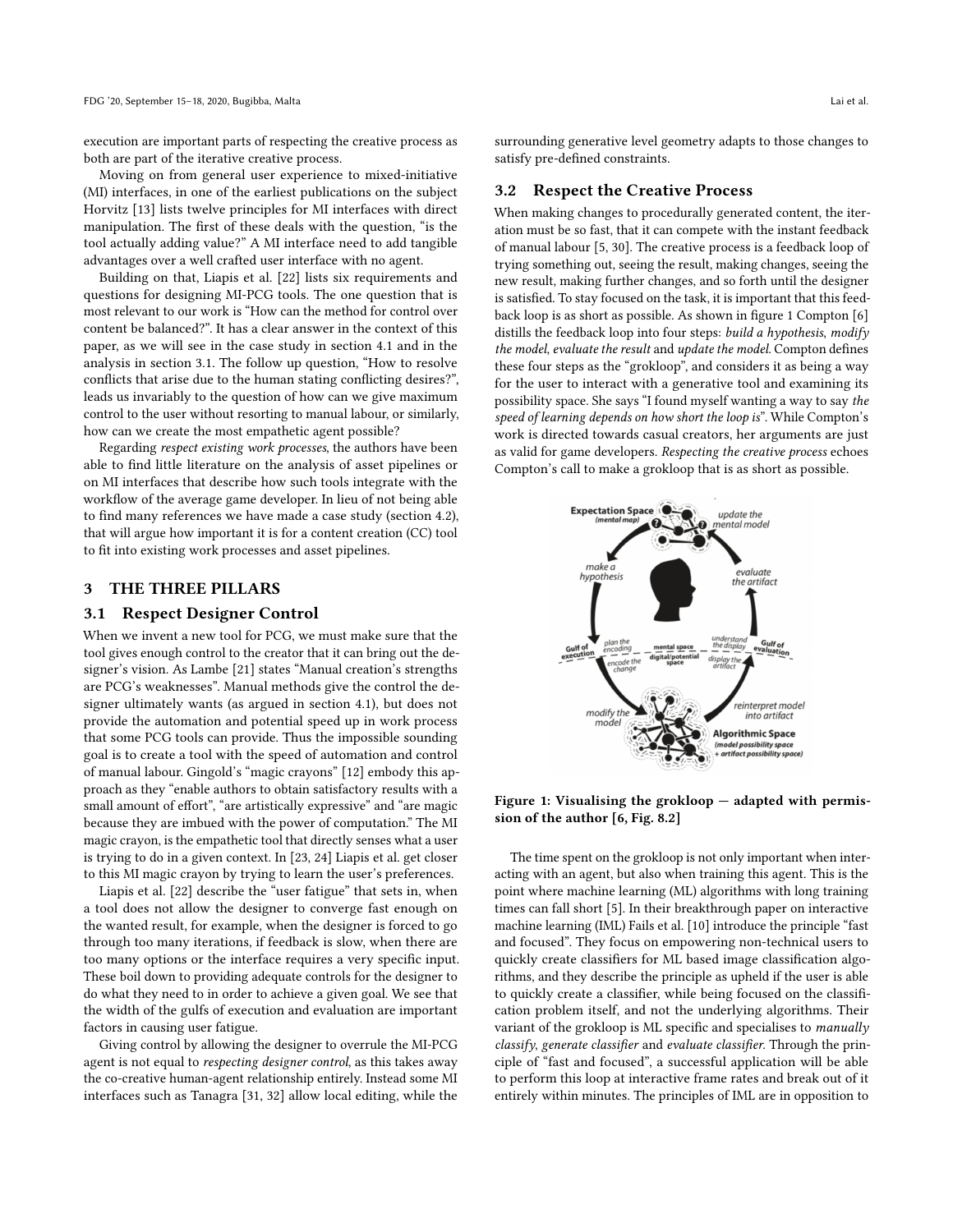execution are important parts of respecting the creative process as both are part of the iterative creative process.

Moving on from general user experience to mixed-initiative (MI) interfaces, in one of the earliest publications on the subject Horvitz [13] lists twelve principles for MI interfaces with direct manipulation. The first of these deals with the question, "is the tool actually adding value?" A MI interface need to add tangible advantages over a well crafted user interface with no agent.

Building on that, Liapis et al. [22] lists six requirements and questions for designing MI-PCG tools. The one question that is most relevant to our work is "How can the method for control over content be balanced?". It has a clear answer in the context of this paper, as we will see in the case study in section 4.1 and in the analysis in section 3.1. The follow up question, "How to resolve conflicts that arise due to the human stating conflicting desires?", leads us invariably to the question of how can we give maximum control to the user without resorting to manual labour, or similarly, how can we create the most empathetic agent possible?

Regarding *respect existing work processes*, the authors have been able to find little literature on the analysis of asset pipelines or on MI interfaces that describe how such tools integrate with the workflow of the average game developer. In lieu of not being able to find many references we have made a case study (section 4.2), that will argue how important it is for a content creation (CC) tool to fit into existing work processes and asset pipelines.

## 3 THE THREE PILLARS

### 3.1 Respect Designer Control

When we invent a new tool for PCG, we must make sure that the tool gives enough control to the creator that it can bring out the designer's vision. As Lambe [21] states "Manual creation's strengths are PCG's weaknesses". Manual methods give the control the designer ultimately wants (as argued in section 4.1), but does not provide the automation and potential speed up in work process that some PCG tools can provide. Thus the impossible sounding goal is to create a tool with the speed of automation and control of manual labour. Gingold's "magic crayons" [12] embody this approach as they "enable authors to obtain satisfactory results with a small amount of effort", "are artistically expressive" and "are magic because they are imbued with the power of computation." The MI magic crayon, is the empathetic tool that directly senses what a user is trying to do in a given context. In [23, 24] Liapis et al. get closer to this MI magic crayon by trying to learn the user's preferences.

Liapis et al. [22] describe the "user fatigue" that sets in, when a tool does not allow the designer to converge fast enough on the wanted result, for example, when the designer is forced to go through too many iterations, if feedback is slow, when there are too many options or the interface requires a very specific input. These boil down to providing adequate controls for the designer to do what they need to in order to achieve a given goal. We see that the width of the gulfs of execution and evaluation are important factors in causing user fatigue.

Giving control by allowing the designer to overrule the MI-PCG agent is not equal to *respecting designer control*, as this takes away the co-creative human-agent relationship entirely. Instead some MI interfaces such as Tanagra [31, 32] allow local editing, while the surrounding generative level geometry adapts to those changes to satisfy pre-defined constraints.

### 3.2 Respect the Creative Process

When making changes to procedurally generated content, the iteration must be so fast, that it can compete with the instant feedback of manual labour [5, 30]. The creative process is a feedback loop of trying something out, seeing the result, making changes, seeing the new result, making further changes, and so forth until the designer is satisfied. To stay focused on the task, it is important that this feedback loop is as short as possible. As shown in figure 1 Compton [6] distills the feedback loop into four steps: *build a hypothesis*, *modify the model*, *evaluate the result* and *update the model*. Compton defines these four steps as the "grokloop", and considers it as being a way for the user to interact with a generative tool and examining its possibility space. She says "I found myself wanting a way to say *the speed of learning depends on how short the loop is*". While Compton's work is directed towards casual creators, her arguments are just as valid for game developers. *Respecting the creative process* echoes Compton's call to make a grokloop that is as short as possible.

**Figure 1: Visualising the grokloop — adapted with permission of the author [6, Fig. 8.2]**

The time spent on the grokloop is not only important when interacting with an agent, but also when training this agent. This is the point where machine learning (ML) algorithms with long training times can fall short [5]. In their breakthrough paper on interactive machine learning (IML) Fails et al. [10] introduce the principle "fast and focused". They focus on empowering non-technical users to quickly create classifiers for ML based image classification algorithms, and they describe the principle as upheld if the user is able to quickly create a classifier, while being focused on the classification problem itself, and not the underlying algorithms. Their variant of the grokloop is ML specific and specialises to *manually classify*, *generate classifier* and *evaluate classifier*. Through the principle of "fast and focused", a successful application will be able to perform this loop at interactive frame rates and break out of it entirely within minutes. The principles of IML are in opposition to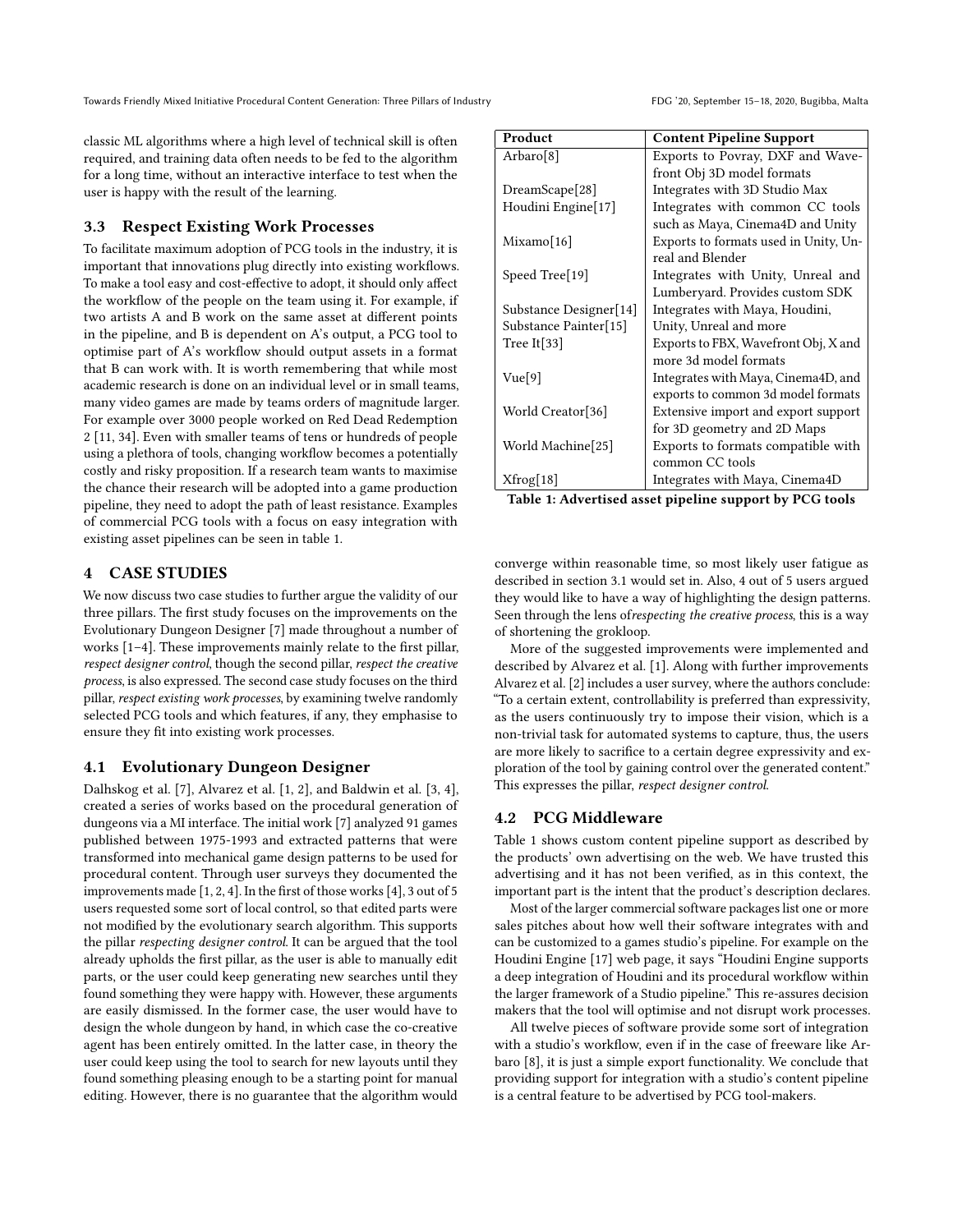classic ML algorithms where a high level of technical skill is often required, and training data often needs to be fed to the algorithm for a long time, without an interactive interface to test when the user is happy with the result of the learning.

### 3.3 Respect Existing Work Processes

To facilitate maximum adoption of PCG tools in the industry, it is important that innovations plug directly into existing workflows. To make a tool easy and cost-effective to adopt, it should only affect the workflow of the people on the team using it. For example, if two artists A and B work on the same asset at different points in the pipeline, and B is dependent on A's output, a PCG tool to optimise part of A's workflow should output assets in a format that B can work with. It is worth remembering that while most academic research is done on an individual level or in small teams, many video games are made by teams orders of magnitude larger. For example over 3000 people worked on Red Dead Redemption 2 [11, 34]. Even with smaller teams of tens or hundreds of people using a plethora of tools, changing workflow becomes a potentially costly and risky proposition. If a research team wants to maximise the chance their research will be adopted into a game production pipeline, they need to adopt the path of least resistance. Examples of commercial PCG tools with a focus on easy integration with existing asset pipelines can be seen in table 1.

| Product | Content Pipeline Support |
|---|---|
| Arbaro[8] | Exports to Povray, DXF and Wavefront Obj 3D model formats |
| DreamScape[28] | Integrates with 3D Studio Max |
| Houdini Engine[17] | Integrates with common CC tools such as Maya, Cinema4D and Unity |
| Mixamo[16] | Exports to formats used in Unity, Unreal and Blender |
| Speed Tree[19] | Integrates with Unity, Unreal and Lumberyard. Provides custom SDK |
| Substance Designer[14] Substance Painter[15] | Integrates with Maya, Houdini, Unity, Unreal and more |
| Tree It[33] | Exports to FBX, Wavefront Obj, X and more 3d model formats |
| Vue[9] | Integrates with Maya, Cinema4D, and exports to common 3d model formats |
| World Creator[36] | Extensive import and export support for 3D geometry and 2D Maps |
| World Machine[25] | Exports to formats compatible with common CC tools |
| Xfrog[18] | Integrates with Maya, Cinema4D |

**Table 1: Advertised asset pipeline support by PCG tools**

## 4 CASE STUDIES

We now discuss two case studies to further argue the validity of our three pillars. The first study focuses on the improvements on the Evolutionary Dungeon Designer [7] made throughout a number of works [1–4]. These improvements mainly relate to the first pillar, *respect designer control*, though the second pillar, *respect the creative process*, is also expressed. The second case study focuses on the third pillar, *respect existing work processes*, by examining twelve randomly selected PCG tools and which features, if any, they emphasise to ensure they fit into existing work processes.

### 4.1 Evolutionary Dungeon Designer

Dalhskog et al. [7], Alvarez et al. [1, 2], and Baldwin et al. [3, 4], created a series of works based on the procedural generation of dungeons via a MI interface. The initial work [7] analyzed 91 games published between 1975-1993 and extracted patterns that were transformed into mechanical game design patterns to be used for procedural content. Through user surveys they documented the improvements made [1, 2, 4]. In the first of those works [4], 3 out of 5 users requested some sort of local control, so that edited parts were not modified by the evolutionary search algorithm. This supports the pillar *respecting designer control*. It can be argued that the tool already upholds the first pillar, as the user is able to manually edit parts, or the user could keep generating new searches until they found something they were happy with. However, these arguments are easily dismissed. In the former case, the user would have to design the whole dungeon by hand, in which case the co-creative agent has been entirely omitted. In the latter case, in theory the user could keep using the tool to search for new layouts until they found something pleasing enough to be a starting point for manual editing. However, there is no guarantee that the algorithm would converge within reasonable time, so most likely user fatigue as described in section 3.1 would set in. Also, 4 out of 5 users argued they would like to have a way of highlighting the design patterns. Seen through the lens of*respecting the creative process*, this is a way of shortening the grokloop.

More of the suggested improvements were implemented and described by Alvarez et al. [1]. Along with further improvements Alvarez et al. [2] includes a user survey, where the authors conclude: "To a certain extent, controllability is preferred than expressivity, as the users continuously try to impose their vision, which is a non-trivial task for automated systems to capture, thus, the users are more likely to sacrifice to a certain degree expressivity and exploration of the tool by gaining control over the generated content." This expresses the pillar, *respect designer control*.

### 4.2 PCG Middleware

Table 1 shows custom content pipeline support as described by the products' own advertising on the web. We have trusted this advertising and it has not been verified, as in this context, the important part is the intent that the product's description declares.

Most of the larger commercial software packages list one or more sales pitches about how well their software integrates with and can be customized to a games studio's pipeline. For example on the Houdini Engine [17] web page, it says "Houdini Engine supports a deep integration of Houdini and its procedural workflow within the larger framework of a Studio pipeline." This re-assures decision makers that the tool will optimise and not disrupt work processes.

All twelve pieces of software provide some sort of integration with a studio's workflow, even if in the case of freeware like Arbaro [8], it is just a simple export functionality. We conclude that providing support for integration with a studio's content pipeline is a central feature to be advertised by PCG tool-makers.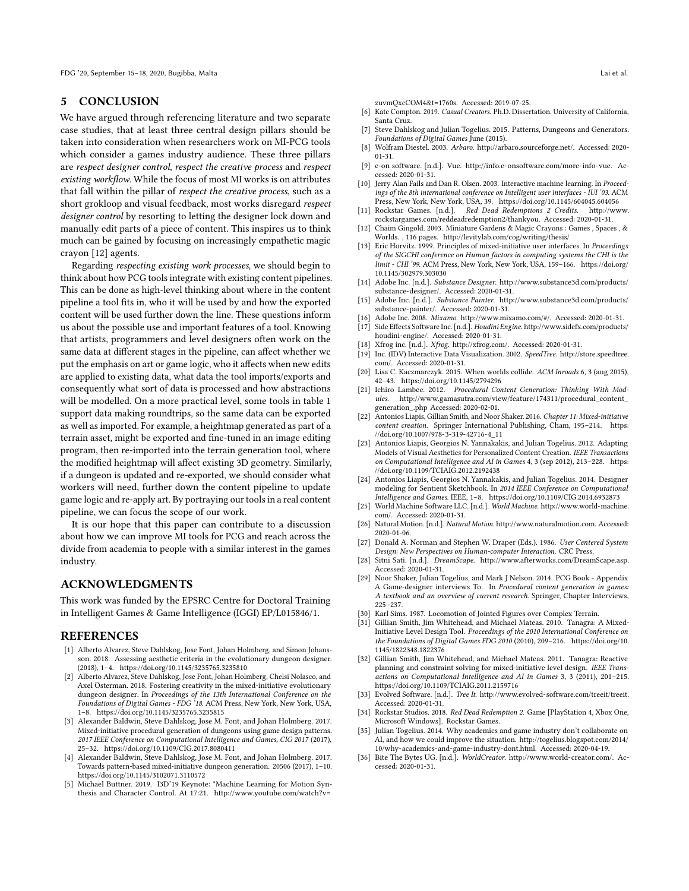## 5 CONCLUSION

We have argued through referencing literature and two separate case studies, that at least three central design pillars should be taken into consideration when researchers work on MI-PCG tools which consider a games industry audience. These three pillars are *respect designer control*, *respect the creative process* and *respect existing workflow*. While the focus of most MI works is on attributes that fall within the pillar of *respect the creative process*, such as a short grokloop and visual feedback, most works disregard *respect designer control* by resorting to letting the designer lock down and manually edit parts of a piece of content. This inspires us to think much can be gained by focusing on increasingly empathetic magic crayon [12] agents.

Regarding *respecting existing work processes*, we should begin to think about how PCG tools integrate with existing content pipelines. This can be done as high-level thinking about where in the content pipeline a tool fits in, who it will be used by and how the exported content will be used further down the line. These questions inform us about the possible use and important features of a tool. Knowing that artists, programmers and level designers often work on the same data at different stages in the pipeline, can affect whether we put the emphasis on art or game logic, who it affects when new edits are applied to existing data, what data the tool imports/exports and consequently what sort of data is processed and how abstractions will be modelled. On a more practical level, some tools in table 1 support data making roundtrips, so the same data can be exported as well as imported. For example, a heightmap generated as part of a terrain asset, might be exported and fine-tuned in an image editing program, then re-imported into the terrain generation tool, where the modified heightmap will affect existing 3D geometry. Similarly, if a dungeon is updated and re-exported, we should consider what workers will need, further down the content pipeline to update game logic and re-apply art. By portraying our tools in a real content pipeline, we can focus the scope of our work.

It is our hope that this paper can contribute to a discussion about how we can improve MI tools for PCG and reach across the divide from academia to people with a similar interest in the games industry.

## ACKNOWLEDGMENTS

This work was funded by the EPSRC Centre for Doctoral Training in Intelligent Games & Game Intelligence (IGGI) EP/L015846/1.

## REFERENCES

- [1] Alberto Alvarez, Steve Dahlskog, Jose Font, Johan Holmberg, and Simon Johansson. 2018. Assessing aesthetic criteria in the evolutionary dungeon designer. (2018), 1–4. https://doi.org/10.1145/3235765.3235810
- [2] Alberto Alvarez, Steve Dahlskog, Jose Font, Johan Holmberg, Chelsi Nolasco, and Axel Österman. 2018. Fostering creativity in the mixed-initiative evolutionary dungeon designer. In *Proceedings of the 13th International Conference on the Foundations of Digital Games - FDG '18*. ACM Press, New York, New York, USA, 1–8. https://doi.org/10.1145/3235765.3235815
- [3] Alexander Baldwin, Steve Dahlskog, Jose M. Font, and Johan Holmberg. 2017. Mixed-initiative procedural generation of dungeons using game design patterns. *2017 IEEE Conference on Computational Intelligence and Games, CIG 2017* (2017), 25–32. https://doi.org/10.1109/CIG.2017.8080411
- [4] Alexander Baldwin, Steve Dahlskog, Jose M. Font, and Johan Holmberg. 2017. Towards pattern-based mixed-initiative dungeon generation. 20506 (2017), 1–10. https://doi.org/10.1145/3102071.3110572
- [5] Michael Buttner. 2019. I3D'19 Keynote: "Machine Learning for Motion Synthesis and Character Control. At 17:21. http://www.youtube.com/watch?v=zuvmQxcCOM4&t=1760s. Accessed: 2019-07-25.
- [6] Kate Compton. 2019. *Casual Creators*. Ph.D. Dissertation. University of California, Santa Cruz.
- [7] Steve Dahlskog and Julian Togelius. 2015. Patterns, Dungeons and Generators. *Foundations of Digital Games* June (2015).
- [8] Wolfram Diestel. 2003. *Arbaro*. http://arbaro.sourceforge.net/. Accessed: 2020-01-31.
- [9] e-on software. [n.d.]. Vue. http://info.e-onsoftware.com/more-info-vue. Accessed: 2020-01-31.
- [10] Jerry Alan Fails and Dan R. Olsen. 2003. Interactive machine learning. In *Proceedings of the 8th international conference on Intelligent user interfaces - IUI '03*. ACM Press, New York, New York, USA, 39. https://doi.org/10.1145/604045.604056
- [11] Rockstar Games. [n.d.]. *Red Dead Redemptions 2 Credits*. http://www.rockstargames.com/reddeadredemption2/thankyou. Accessed: 2020-01-31.
- [12] Chaim Gingold. 2003. Miniature Gardens & Magic Crayons : Games , Spaces , & Worlds. , 116 pages. http://levitylab.com/cog/writing/thesis/
- [13] Eric Horvitz. 1999. Principles of mixed-initiative user interfaces. In *Proceedings of the SIGCHI conference on Human factors in computing systems the CHI is the limit - CHI '99*. ACM Press, New York, New York, USA, 159–166. https://doi.org/10.1145/302979.303030
- [14] Adobe Inc. [n.d.]. *Substance Designer*. http://www.substance3d.com/products/substance-designer/. Accessed: 2020-01-31.
- [15] Adobe Inc. [n.d.]. *Substance Painter*. http://www.substance3d.com/products/substance-painter/. Accessed: 2020-01-31.
- [16] Adobe Inc. 2008. *Mixamo*. http://www.mixamo.com/#/. Accessed: 2020-01-31.
- [17] Side Effects Software Inc. [n.d.]. *Houdini Engine*. http://www.sidefx.com/products/houdini-engine/. Accessed: 2020-01-31.
- [18] Xfrog inc. [n.d.]. *Xfrog*. http://xfrog.com/. Accessed: 2020-01-31.
- [19] Inc. (IDV) Interactive Data Visualization. 2002. *SpeedTree*. http://store.speedtree.com/. Accessed: 2020-01-31.
- [20] Lisa C. Kaczmarczyk. 2015. When worlds collide. *ACM Inroads* 6, 3 (aug 2015), 42–43. https://doi.org/10.1145/2794296
- [21] Ichiro Lambee. 2012. *Procedural Content Generation: Thinking With Modules*. http://www.gamasutra.com/view/feature/174311/procedural_content_generation_.php Accessed: 2020-02-01.
- [22] Antonios Liapis, Gillian Smith, and Noor Shaker. 2016. *Chapter 11: Mixed-initiative content creation*. Springer International Publishing, Cham, 195–214. https://doi.org/10.1007/978-3-319-42716-4_11
- [23] Antonios Liapis, Georgios N. Yannakakis, and Julian Togelius. 2012. Adapting Models of Visual Aesthetics for Personalized Content Creation. *IEEE Transactions on Computational Intelligence and AI in Games* 4, 3 (sep 2012), 213–228. https://doi.org/10.1109/TCIAIG.2012.2192438
- [24] Antonios Liapis, Georgios N. Yannakakis, and Julian Togelius. 2014. Designer modeling for Sentient Sketchbook. In *2014 IEEE Conference on Computational Intelligence and Games*. IEEE, 1–8. https://doi.org/10.1109/CIG.2014.6932873
- [25] World Machine Software LLC. [n.d.]. *World Machine*. http://www.world-machine.com/. Accessed: 2020-01-31.
- [26] Natural Motion. [n.d.]. *Natural Motion*. http://www.naturalmotion.com. Accessed: 2020-01-06.
- [27] Donald A. Norman and Stephen W. Draper (Eds.). 1986. *User Centered System Design: New Perspectives on Human-computer Interaction*. CRC Press.
- [28] Sitni Sati. [n.d.]. *DreamScape*. http://www.afterworks.com/DreamScape.asp. Accessed: 2020-01-31.
- [29] Noor Shaker, Julian Togelius, and Mark J Nelson. 2014. PCG Book - Appendix A Game-designer interviews To. In *Procedural content generation in games: A textbook and an overview of current research*. Springer, Chapter Interviews, 225–237.
- [30] Karl Sims. 1987. Locomotion of Jointed Figures over Complex Terrain.
- [31] Gillian Smith, Jim Whitehead, and Michael Mateas. 2010. Tanagra: A Mixed-Initiative Level Design Tool. *Proceedings of the 2010 International Conference on the Foundations of Digital Games FDG 2010* (2010), 209–216. https://doi.org/10.1145/1822348.1822376
- [32] Gillian Smith, Jim Whitehead, and Michael Mateas. 2011. Tanagra: Reactive planning and constraint solving for mixed-initiative level design. *IEEE Transactions on Computational Intelligence and AI in Games* 3, 3 (2011), 201–215. https://doi.org/10.1109/TCIAIG.2011.2159716
- [33] Evolved Software. [n.d.]. *Tree It*. http://www.evolved-software.com/treeit/treeit. Accessed: 2020-01-31.
- [34] Rockstar Studios. 2018. *Red Dead Redemption 2*. Game [PlayStation 4, Xbox One, Microsoft Windows]. Rockstar Games.
- [35] Julian Togelius. 2014. Why academics and game industry don't collaborate on AI, and how we could improve the situation. http://togelius.blogspot.com/2014/10/why-academics-and-game-industry-dont.html. Accessed: 2020-04-19.
- [36] Bite The Bytes UG. [n.d.]. *WorldCreator*. http://www.world-creator.com/. Accessed: 2020-01-31.